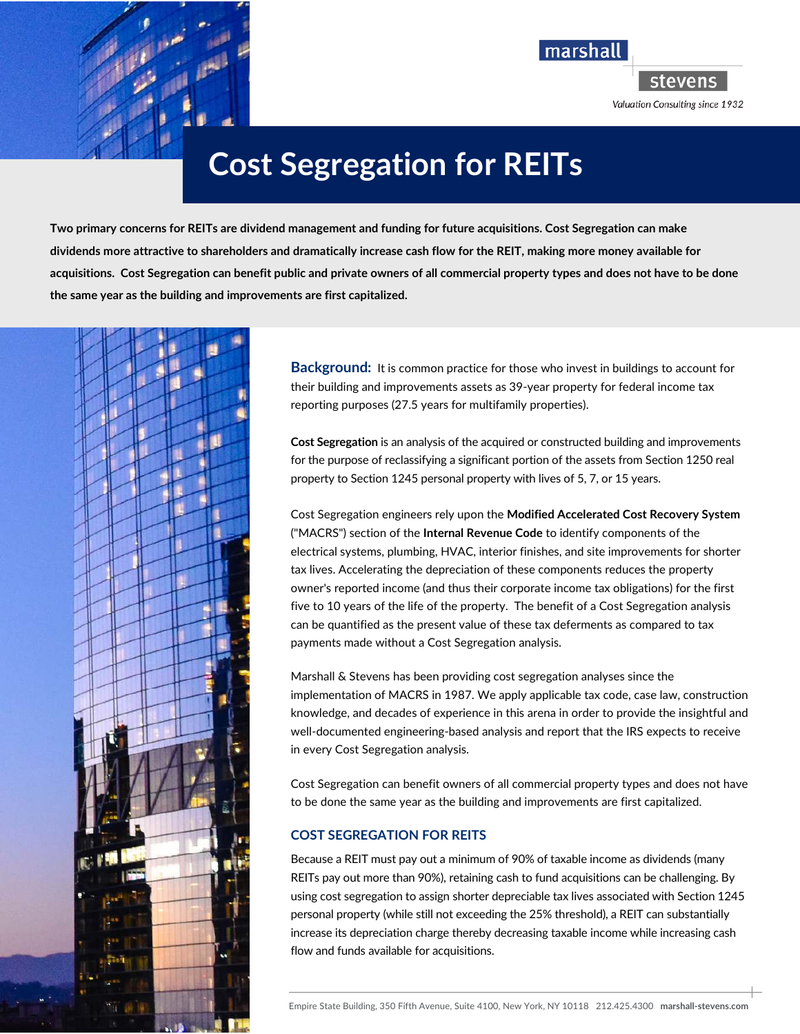marshall stevens

*Valuation Consulting since 1932*

# Cost Segregation for REITs

**Two primary concerns for REITs are dividend management and funding for future acquisitions. Cost Segregation can make dividends more attractive to shareholders and dramatically increase cash flow for the REIT, making more money available for acquisitions. Cost Segregation can benefit public and private owners of all commercial property types and does not have to be done the same year as the building and improvements are first capitalized.**

**Background:** It is common practice for those who invest in buildings to account for their building and improvements assets as 39-year property for federal income tax reporting purposes (27.5 years for multifamily properties).

**Cost Segregation** is an analysis of the acquired or constructed building and improvements for the purpose of reclassifying a significant portion of the assets from Section 1250 real property to Section 1245 personal property with lives of 5, 7, or 15 years.

Cost Segregation engineers rely upon the **Modified Accelerated Cost Recovery System** ("MACRS") section of the **Internal Revenue Code** to identify components of the electrical systems, plumbing, HVAC, interior finishes, and site improvements for shorter tax lives. Accelerating the depreciation of these components reduces the property owner's reported income (and thus their corporate income tax obligations) for the first five to 10 years of the life of the property. The benefit of a Cost Segregation analysis can be quantified as the present value of these tax deferments as compared to tax payments made without a Cost Segregation analysis.

Marshall & Stevens has been providing cost segregation analyses since the implementation of MACRS in 1987. We apply applicable tax code, case law, construction knowledge, and decades of experience in this arena in order to provide the insightful and well-documented engineering-based analysis and report that the IRS expects to receive in every Cost Segregation analysis.

Cost Segregation can benefit owners of all commercial property types and does not have to be done the same year as the building and improvements are first capitalized.

### COST SEGREGATION FOR REITS

Because a REIT must pay out a minimum of 90% of taxable income as dividends (many REITs pay out more than 90%), retaining cash to fund acquisitions can be challenging. By using cost segregation to assign shorter depreciable tax lives associated with Section 1245 personal property (while still not exceeding the 25% threshold), a REIT can substantially increase its depreciation charge thereby decreasing taxable income while increasing cash flow and funds available for acquisitions.

Empire State Building, 350 Fifth Avenue, Suite 4100, New York, NY 10118 212.425.4300 **marshall-stevens.com**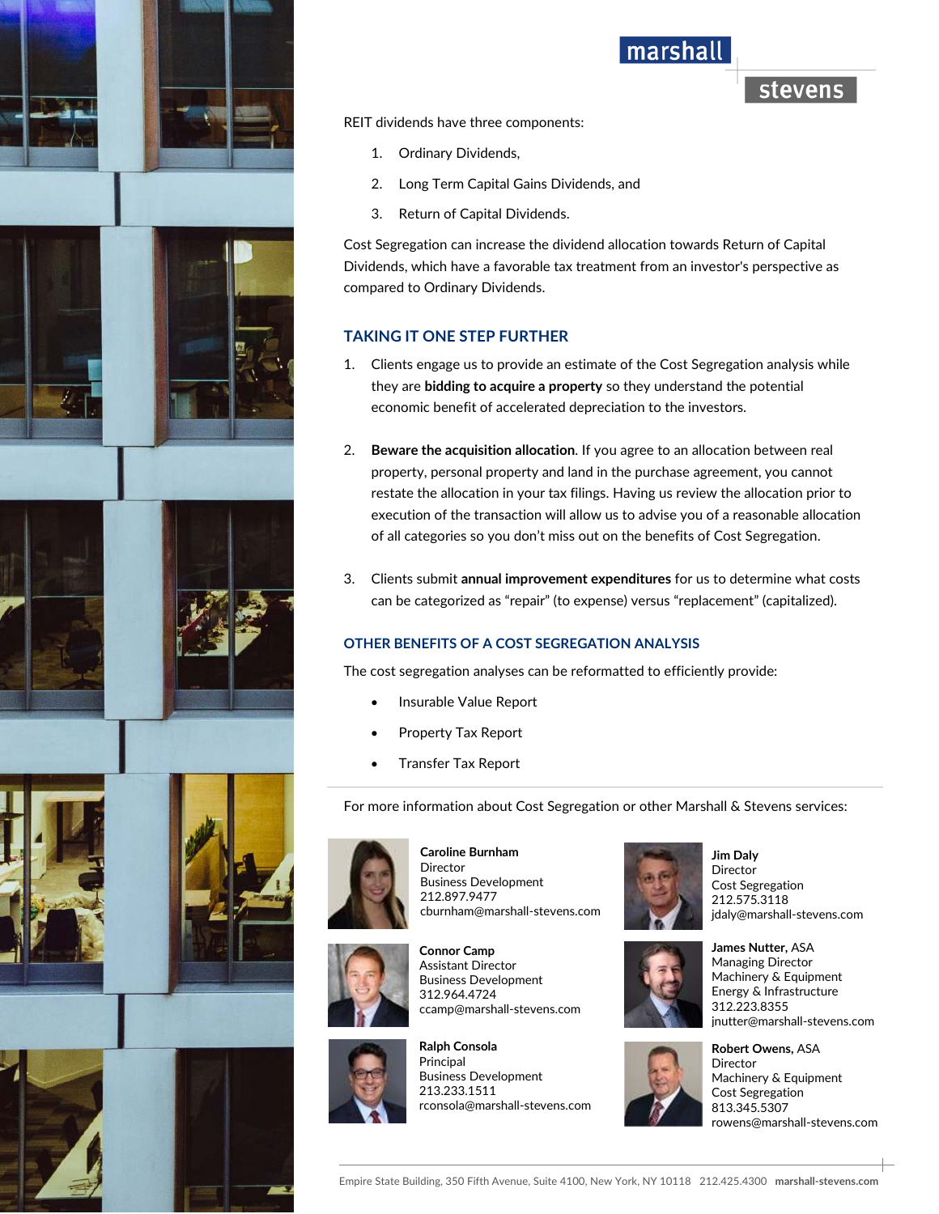REIT dividends have three components:

1. Ordinary Dividends,
2. Long Term Capital Gains Dividends, and
3. Return of Capital Dividends.

Cost Segregation can increase the dividend allocation towards Return of Capital Dividends, which have a favorable tax treatment from an investor's perspective as compared to Ordinary Dividends.

## TAKING IT ONE STEP FURTHER

1. Clients engage us to provide an estimate of the Cost Segregation analysis while they are **bidding to acquire a property** so they understand the potential economic benefit of accelerated depreciation to the investors.

2. **Beware the acquisition allocation**. If you agree to an allocation between real property, personal property and land in the purchase agreement, you cannot restate the allocation in your tax filings. Having us review the allocation prior to execution of the transaction will allow us to advise you of a reasonable allocation of all categories so you don't miss out on the benefits of Cost Segregation.

3. Clients submit **annual improvement expenditures** for us to determine what costs can be categorized as "repair" (to expense) versus "replacement" (capitalized).

## OTHER BENEFITS OF A COST SEGREGATION ANALYSIS

The cost segregation analyses can be reformatted to efficiently provide:

- Insurable Value Report
- Property Tax Report
- Transfer Tax Report

For more information about Cost Segregation or other Marshall & Stevens services:

**Caroline Burnham**
Director
Business Development
212.897.9477
cburnham@marshall-stevens.com

**Connor Camp**
Assistant Director
Business Development
312.964.4724
ccamp@marshall-stevens.com

**Ralph Consola**
Principal
Business Development
213.233.1511
rconsola@marshall-stevens.com

**Jim Daly**
Director
Cost Segregation
212.575.3118
jdaly@marshall-stevens.com

**James Nutter**, ASA
Managing Director
Machinery & Equipment
Energy & Infrastructure
312.223.8355
jnutter@marshall-stevens.com

**Robert Owens**, ASA
Director
Machinery & Equipment
Cost Segregation
813.345.5307
rowens@marshall-stevens.com

Empire State Building, 350 Fifth Avenue, Suite 4100, New York, NY 10118 212.425.4300 **marshall-stevens.com**